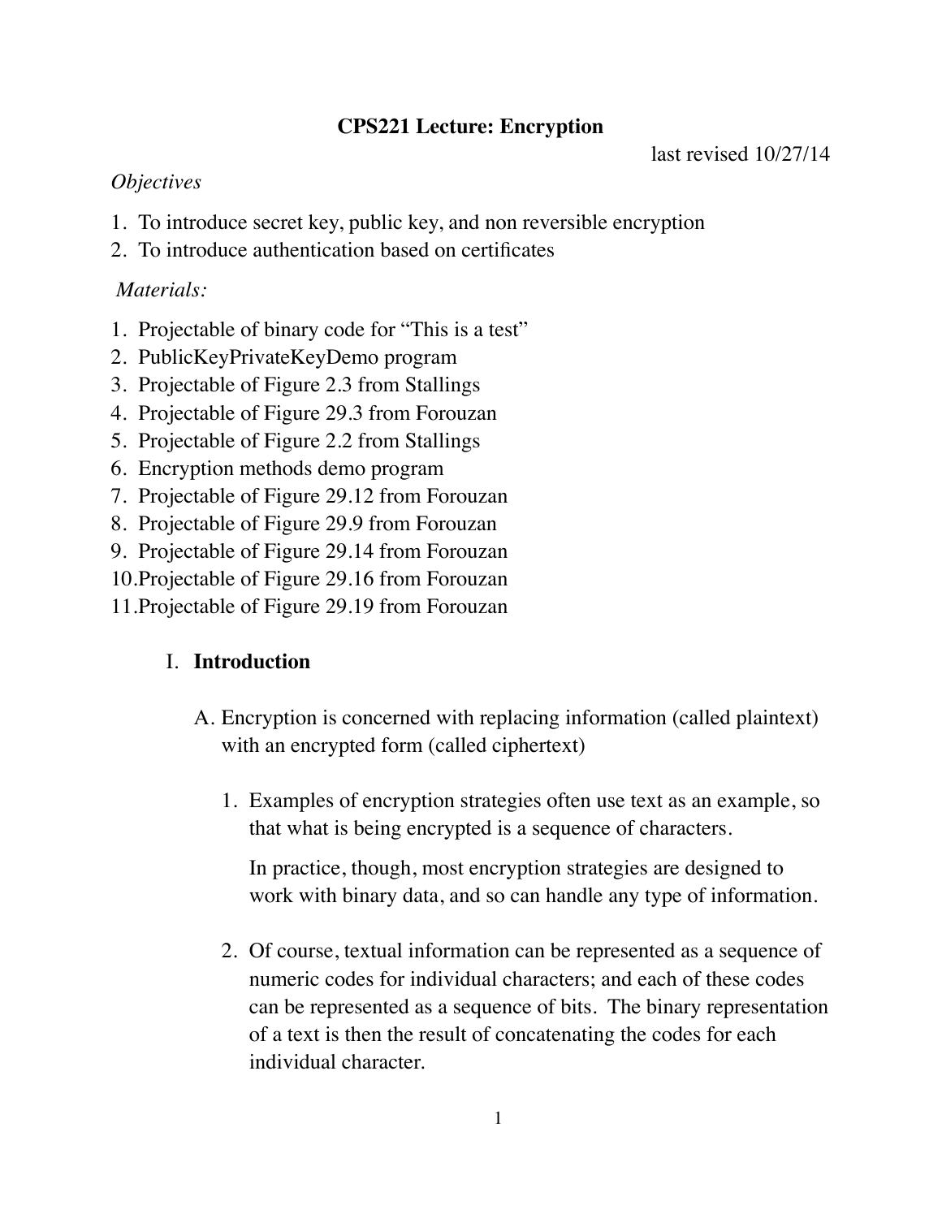# CPS221 Lecture: Encryption

last revised 10/27/14

*Objectives*

1. To introduce secret key, public key, and non reversible encryption
2. To introduce authentication based on certificates

*Materials:*

1. Projectable of binary code for "This is a test"
2. PublicKeyPrivateKeyDemo program
3. Projectable of Figure 2.3 from Stallings
4. Projectable of Figure 29.3 from Forouzan
5. Projectable of Figure 2.2 from Stallings
6. Encryption methods demo program
7. Projectable of Figure 29.12 from Forouzan
8. Projectable of Figure 29.9 from Forouzan
9. Projectable of Figure 29.14 from Forouzan
10. Projectable of Figure 29.16 from Forouzan
11. Projectable of Figure 29.19 from Forouzan

## I. Introduction

A. Encryption is concerned with replacing information (called plaintext) with an encrypted form (called ciphertext)

1. Examples of encryption strategies often use text as an example, so that what is being encrypted is a sequence of characters.

   In practice, though, most encryption strategies are designed to work with binary data, and so can handle any type of information.

2. Of course, textual information can be represented as a sequence of numeric codes for individual characters; and each of these codes can be represented as a sequence of bits. The binary representation of a text is then the result of concatenating the codes for each individual character.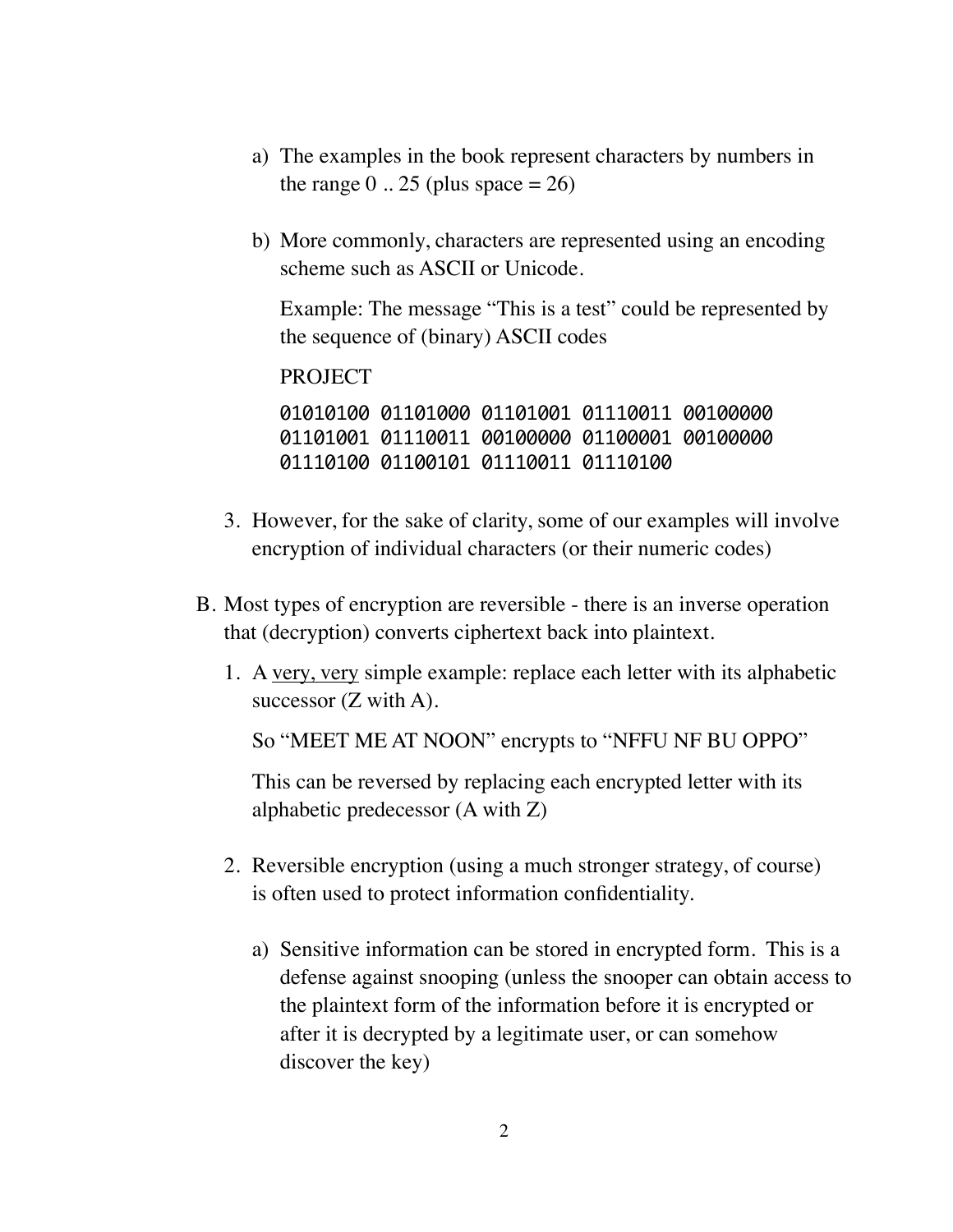a) The examples in the book represent characters by numbers in the range 0 .. 25 (plus space = 26)

b) More commonly, characters are represented using an encoding scheme such as ASCII or Unicode.

   Example: The message "This is a test" could be represented by the sequence of (binary) ASCII codes

   PROJECT

```
01010100 01101000 01101001 01110011 00100000
01101001 01110011 00100000 01100001 00100000
01110100 01100101 01110011 01110100
```

3. However, for the sake of clarity, some of our examples will involve encryption of individual characters (or their numeric codes)

B. Most types of encryption are reversible - there is an inverse operation that (decryption) converts ciphertext back into plaintext.

1. A <u>very, very</u> simple example: replace each letter with its alphabetic successor (Z with A).

   So "MEET ME AT NOON" encrypts to "NFFU NF BU OPPO"

   This can be reversed by replacing each encrypted letter with its alphabetic predecessor (A with Z)

2. Reversible encryption (using a much stronger strategy, of course) is often used to protect information confidentiality.

   a) Sensitive information can be stored in encrypted form. This is a defense against snooping (unless the snooper can obtain access to the plaintext form of the information before it is encrypted or after it is decrypted by a legitimate user, or can somehow discover the key)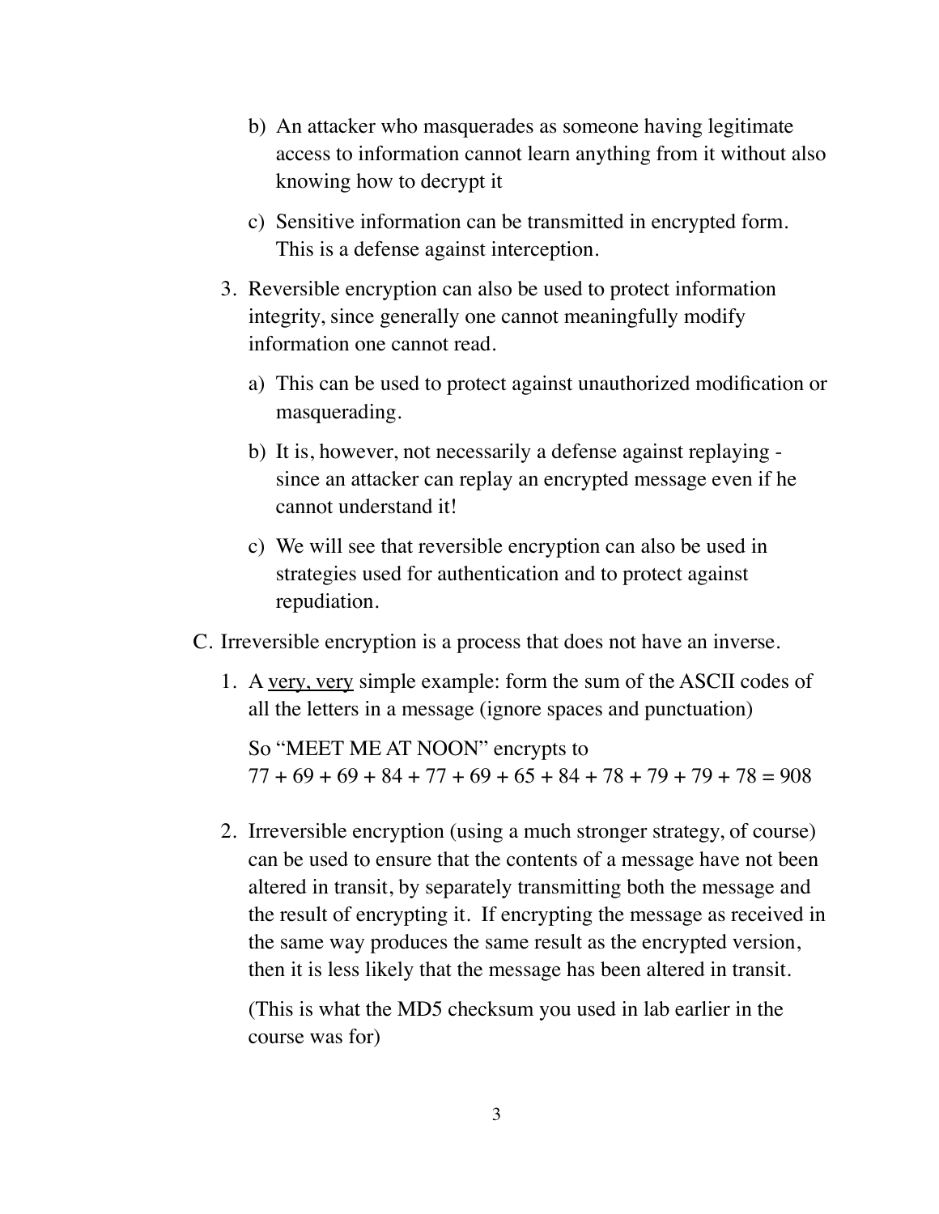b) An attacker who masquerades as someone having legitimate access to information cannot learn anything from it without also knowing how to decrypt it

c) Sensitive information can be transmitted in encrypted form. This is a defense against interception.

3. Reversible encryption can also be used to protect information integrity, since generally one cannot meaningfully modify information one cannot read.

   a) This can be used to protect against unauthorized modification or masquerading.

   b) It is, however, not necessarily a defense against replaying - since an attacker can replay an encrypted message even if he cannot understand it!

   c) We will see that reversible encryption can also be used in strategies used for authentication and to protect against repudiation.

C. Irreversible encryption is a process that does not have an inverse.

1. A <u>very, very</u> simple example: form the sum of the ASCII codes of all the letters in a message (ignore spaces and punctuation)

   So "MEET ME AT NOON" encrypts to
   77 + 69 + 69 + 84 + 77 + 69 + 65 + 84 + 78 + 79 + 79 + 78 = 908

2. Irreversible encryption (using a much stronger strategy, of course) can be used to ensure that the contents of a message have not been altered in transit, by separately transmitting both the message and the result of encrypting it. If encrypting the message as received in the same way produces the same result as the encrypted version, then it is less likely that the message has been altered in transit.

   (This is what the MD5 checksum you used in lab earlier in the course was for)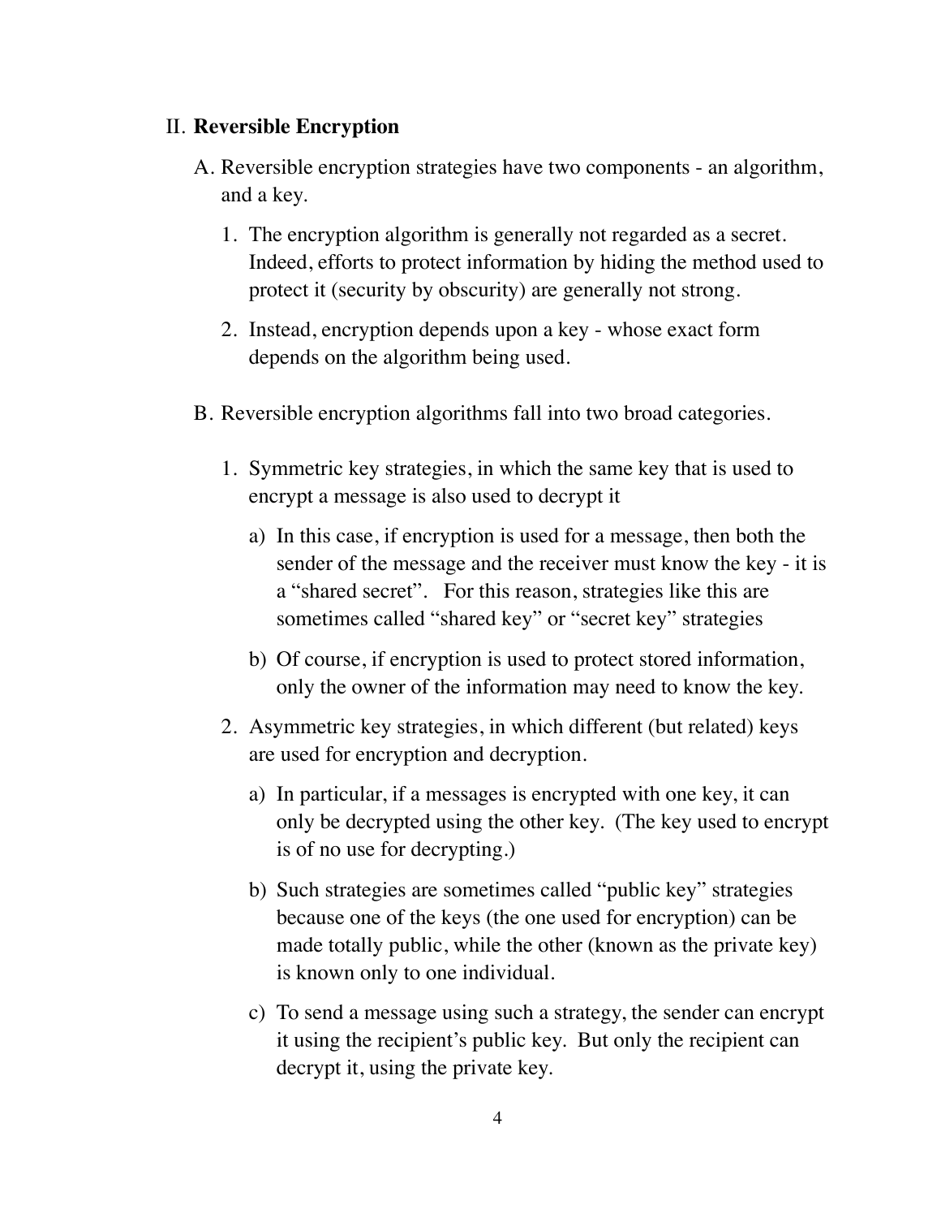## II. **Reversible Encryption**

A. Reversible encryption strategies have two components - an algorithm, and a key.

1. The encryption algorithm is generally not regarded as a secret. Indeed, efforts to protect information by hiding the method used to protect it (security by obscurity) are generally not strong.

2. Instead, encryption depends upon a key - whose exact form depends on the algorithm being used.

B. Reversible encryption algorithms fall into two broad categories.

1. Symmetric key strategies, in which the same key that is used to encrypt a message is also used to decrypt it

   a) In this case, if encryption is used for a message, then both the sender of the message and the receiver must know the key - it is a "shared secret". For this reason, strategies like this are sometimes called "shared key" or "secret key" strategies

   b) Of course, if encryption is used to protect stored information, only the owner of the information may need to know the key.

2. Asymmetric key strategies, in which different (but related) keys are used for encryption and decryption.

   a) In particular, if a messages is encrypted with one key, it can only be decrypted using the other key. (The key used to encrypt is of no use for decrypting.)

   b) Such strategies are sometimes called "public key" strategies because one of the keys (the one used for encryption) can be made totally public, while the other (known as the private key) is known only to one individual.

   c) To send a message using such a strategy, the sender can encrypt it using the recipient's public key. But only the recipient can decrypt it, using the private key.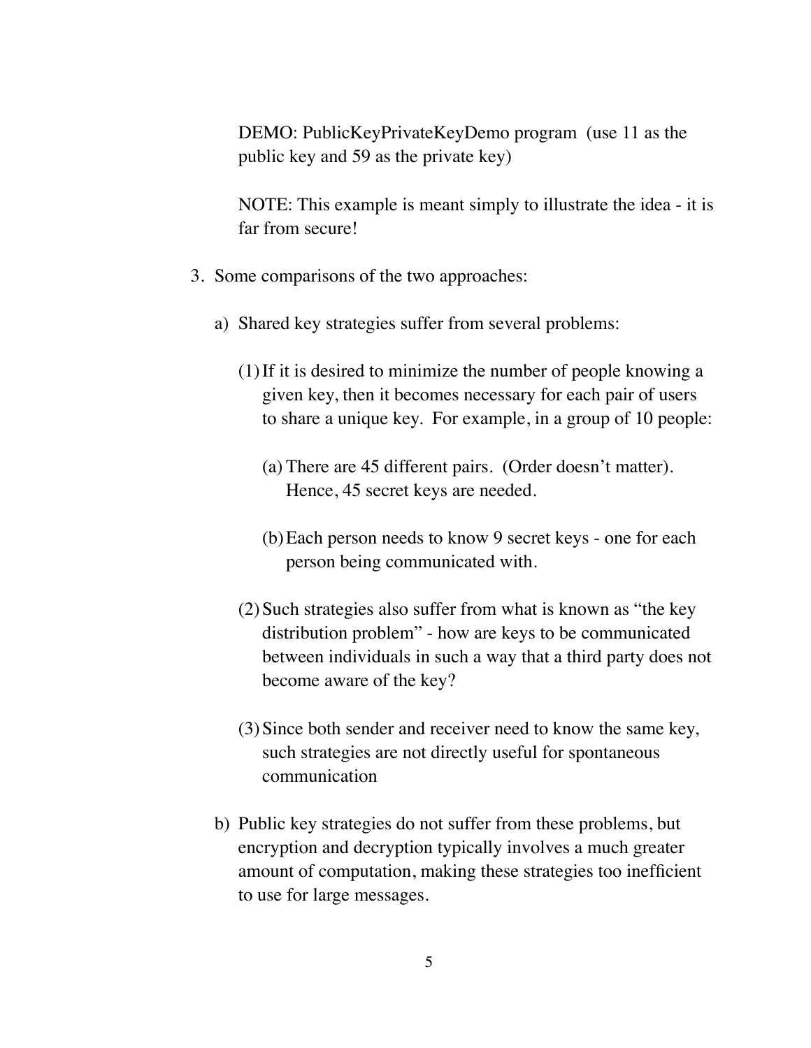DEMO: PublicKeyPrivateKeyDemo program (use 11 as the public key and 59 as the private key)

NOTE: This example is meant simply to illustrate the idea - it is far from secure!

3. Some comparisons of the two approaches:

   a) Shared key strategies suffer from several problems:

      (1) If it is desired to minimize the number of people knowing a given key, then it becomes necessary for each pair of users to share a unique key. For example, in a group of 10 people:

         (a) There are 45 different pairs. (Order doesn't matter). Hence, 45 secret keys are needed.

         (b) Each person needs to know 9 secret keys - one for each person being communicated with.

      (2) Such strategies also suffer from what is known as "the key distribution problem" - how are keys to be communicated between individuals in such a way that a third party does not become aware of the key?

      (3) Since both sender and receiver need to know the same key, such strategies are not directly useful for spontaneous communication

   b) Public key strategies do not suffer from these problems, but encryption and decryption typically involves a much greater amount of computation, making these strategies too inefficient to use for large messages.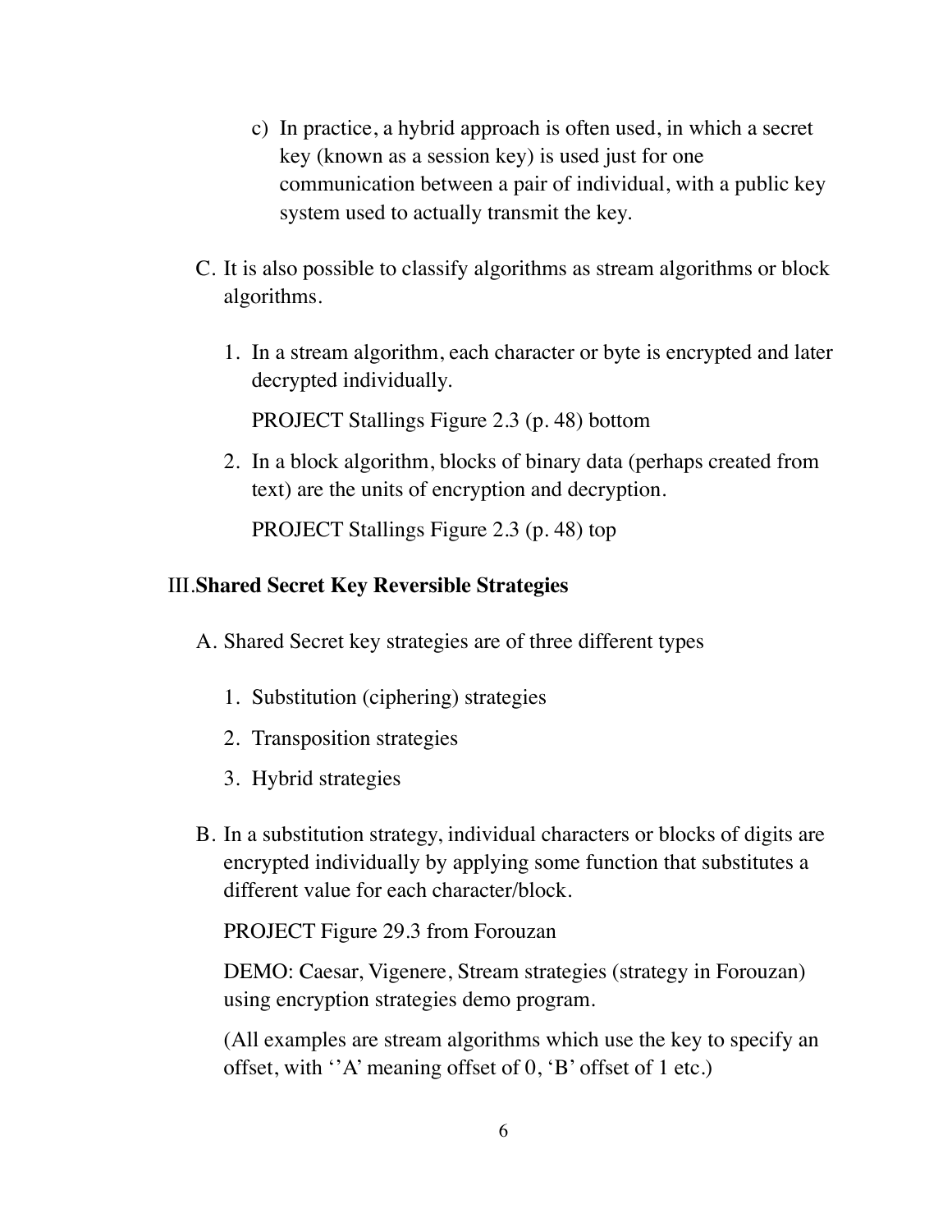c) In practice, a hybrid approach is often used, in which a secret key (known as a session key) is used just for one communication between a pair of individual, with a public key system used to actually transmit the key.

C. It is also possible to classify algorithms as stream algorithms or block algorithms.

1. In a stream algorithm, each character or byte is encrypted and later decrypted individually.

   PROJECT Stallings Figure 2.3 (p. 48) bottom

2. In a block algorithm, blocks of binary data (perhaps created from text) are the units of encryption and decryption.

   PROJECT Stallings Figure 2.3 (p. 48) top

## III. **Shared Secret Key Reversible Strategies**

A. Shared Secret key strategies are of three different types

1. Substitution (ciphering) strategies
2. Transposition strategies
3. Hybrid strategies

B. In a substitution strategy, individual characters or blocks of digits are encrypted individually by applying some function that substitutes a different value for each character/block.

PROJECT Figure 29.3 from Forouzan

DEMO: Caesar, Vigenere, Stream strategies (strategy in Forouzan) using encryption strategies demo program.

(All examples are stream algorithms which use the key to specify an offset, with ''A' meaning offset of 0, 'B' offset of 1 etc.)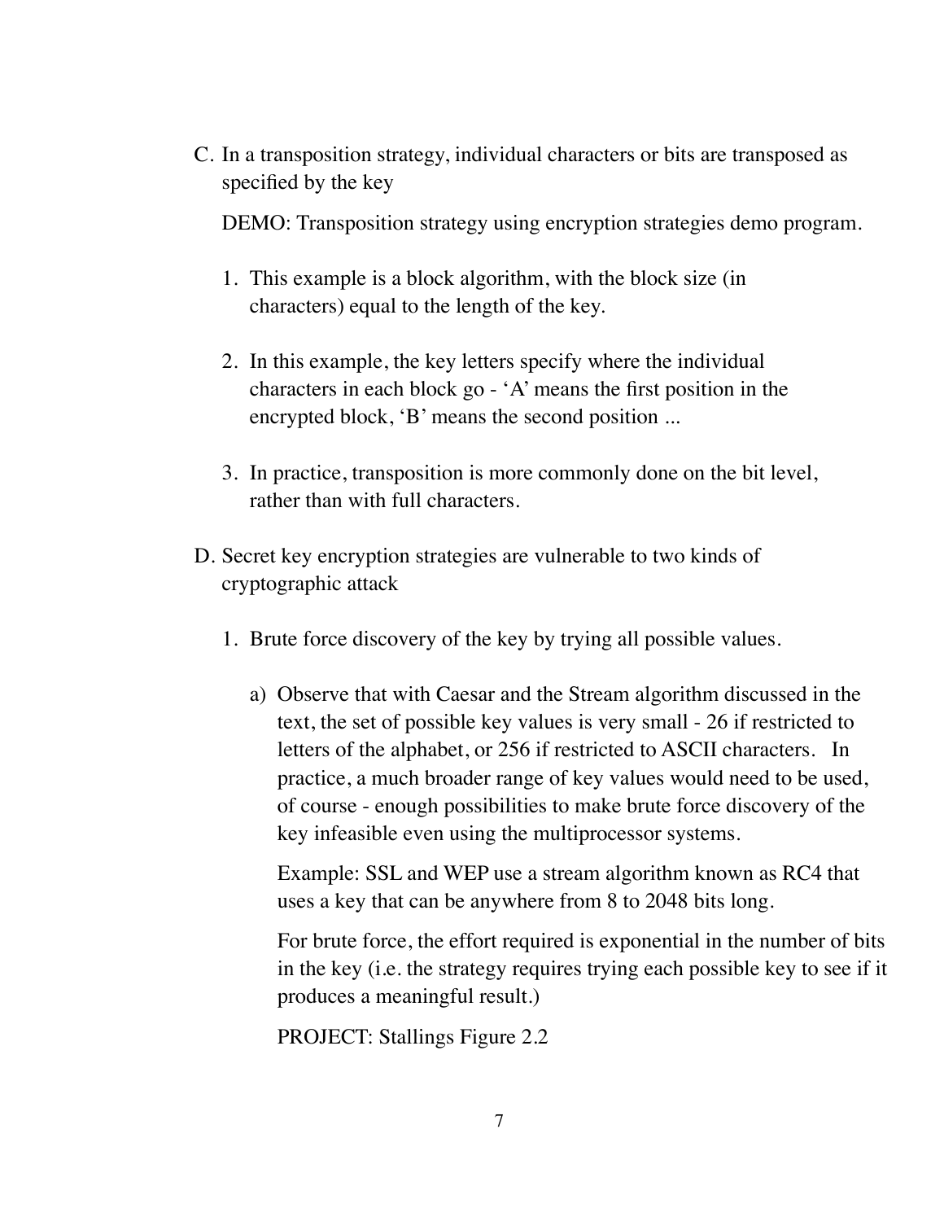C. In a transposition strategy, individual characters or bits are transposed as specified by the key

   DEMO: Transposition strategy using encryption strategies demo program.

   1. This example is a block algorithm, with the block size (in characters) equal to the length of the key.

   2. In this example, the key letters specify where the individual characters in each block go - 'A' means the first position in the encrypted block, 'B' means the second position ...

   3. In practice, transposition is more commonly done on the bit level, rather than with full characters.

D. Secret key encryption strategies are vulnerable to two kinds of cryptographic attack

   1. Brute force discovery of the key by trying all possible values.

      a) Observe that with Caesar and the Stream algorithm discussed in the text, the set of possible key values is very small - 26 if restricted to letters of the alphabet, or 256 if restricted to ASCII characters. In practice, a much broader range of key values would need to be used, of course - enough possibilities to make brute force discovery of the key infeasible even using the multiprocessor systems.

         Example: SSL and WEP use a stream algorithm known as RC4 that uses a key that can be anywhere from 8 to 2048 bits long.

         For brute force, the effort required is exponential in the number of bits in the key (i.e. the strategy requires trying each possible key to see if it produces a meaningful result.)

         PROJECT: Stallings Figure 2.2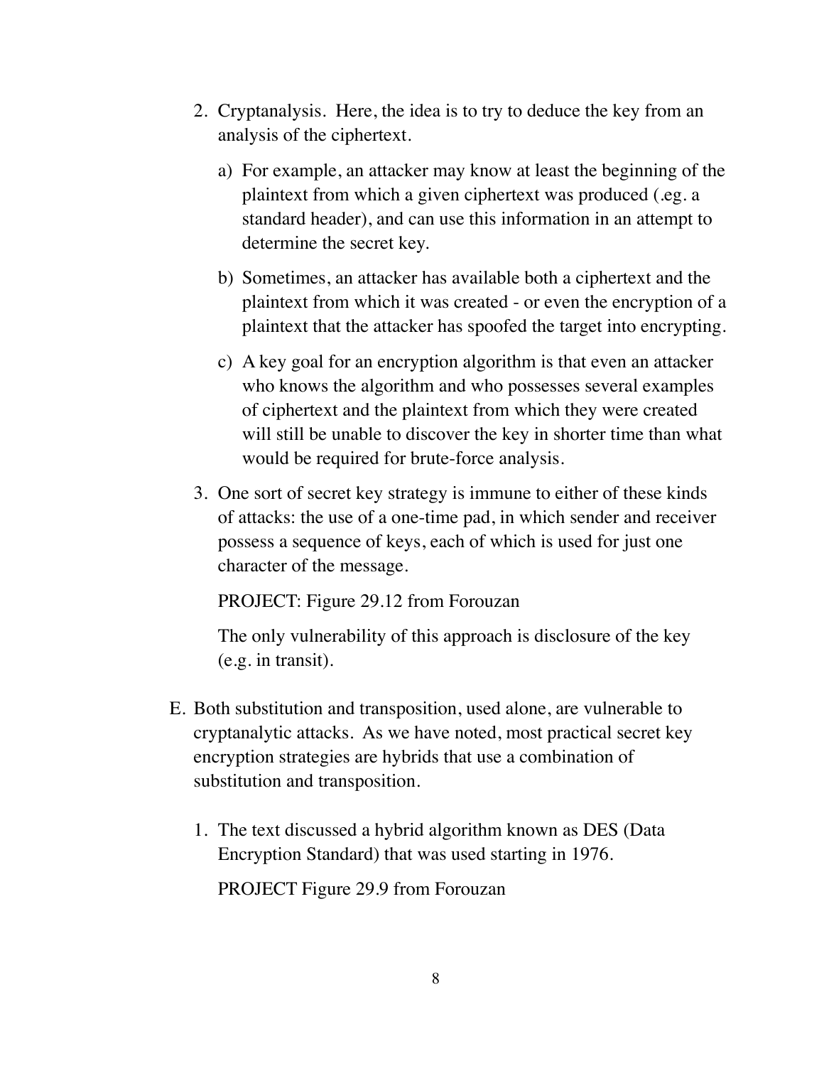2. Cryptanalysis. Here, the idea is to try to deduce the key from an analysis of the ciphertext.

   a) For example, an attacker may know at least the beginning of the plaintext from which a given ciphertext was produced (.eg. a standard header), and can use this information in an attempt to determine the secret key.

   b) Sometimes, an attacker has available both a ciphertext and the plaintext from which it was created - or even the encryption of a plaintext that the attacker has spoofed the target into encrypting.

   c) A key goal for an encryption algorithm is that even an attacker who knows the algorithm and who possesses several examples of ciphertext and the plaintext from which they were created will still be unable to discover the key in shorter time than what would be required for brute-force analysis.

3. One sort of secret key strategy is immune to either of these kinds of attacks: the use of a one-time pad, in which sender and receiver possess a sequence of keys, each of which is used for just one character of the message.

   PROJECT: Figure 29.12 from Forouzan

   The only vulnerability of this approach is disclosure of the key (e.g. in transit).

E. Both substitution and transposition, used alone, are vulnerable to cryptanalytic attacks. As we have noted, most practical secret key encryption strategies are hybrids that use a combination of substitution and transposition.

   1. The text discussed a hybrid algorithm known as DES (Data Encryption Standard) that was used starting in 1976.

      PROJECT Figure 29.9 from Forouzan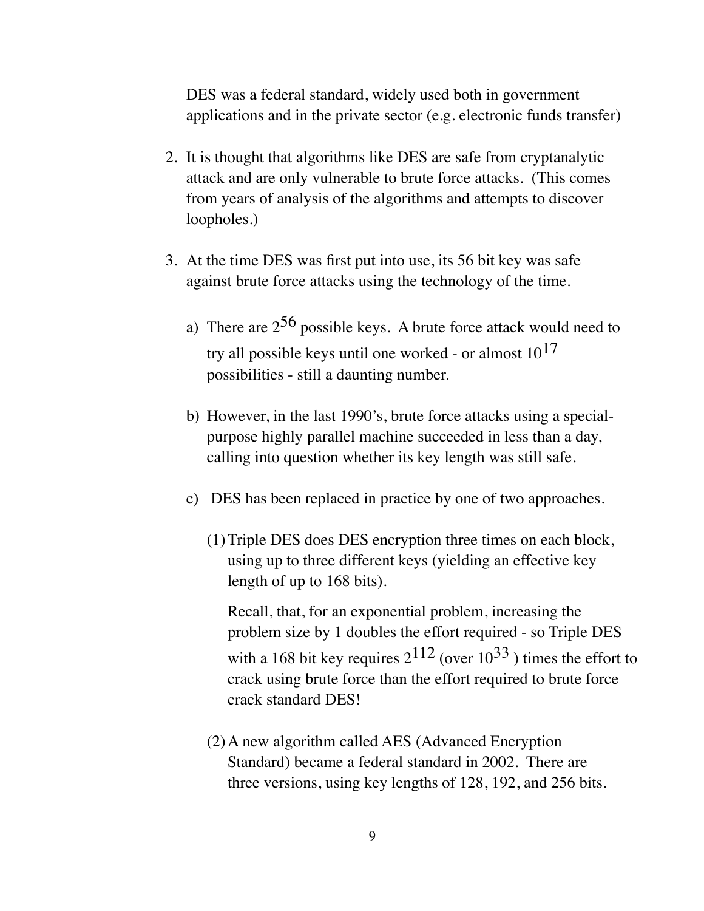DES was a federal standard, widely used both in government applications and in the private sector (e.g. electronic funds transfer)

2. It is thought that algorithms like DES are safe from cryptanalytic attack and are only vulnerable to brute force attacks. (This comes from years of analysis of the algorithms and attempts to discover loopholes.)

3. At the time DES was first put into use, its 56 bit key was safe against brute force attacks using the technology of the time.

   a) There are $2^{56}$ possible keys. A brute force attack would need to try all possible keys until one worked - or almost $10^{17}$ possibilities - still a daunting number.

   b) However, in the last 1990's, brute force attacks using a special-purpose highly parallel machine succeeded in less than a day, calling into question whether its key length was still safe.

   c) DES has been replaced in practice by one of two approaches.

      (1) Triple DES does DES encryption three times on each block, using up to three different keys (yielding an effective key length of up to 168 bits).

      Recall, that, for an exponential problem, increasing the problem size by 1 doubles the effort required - so Triple DES with a 168 bit key requires $2^{112}$ (over $10^{33}$ ) times the effort to crack using brute force than the effort required to brute force crack standard DES!

      (2) A new algorithm called AES (Advanced Encryption Standard) became a federal standard in 2002. There are three versions, using key lengths of 128, 192, and 256 bits.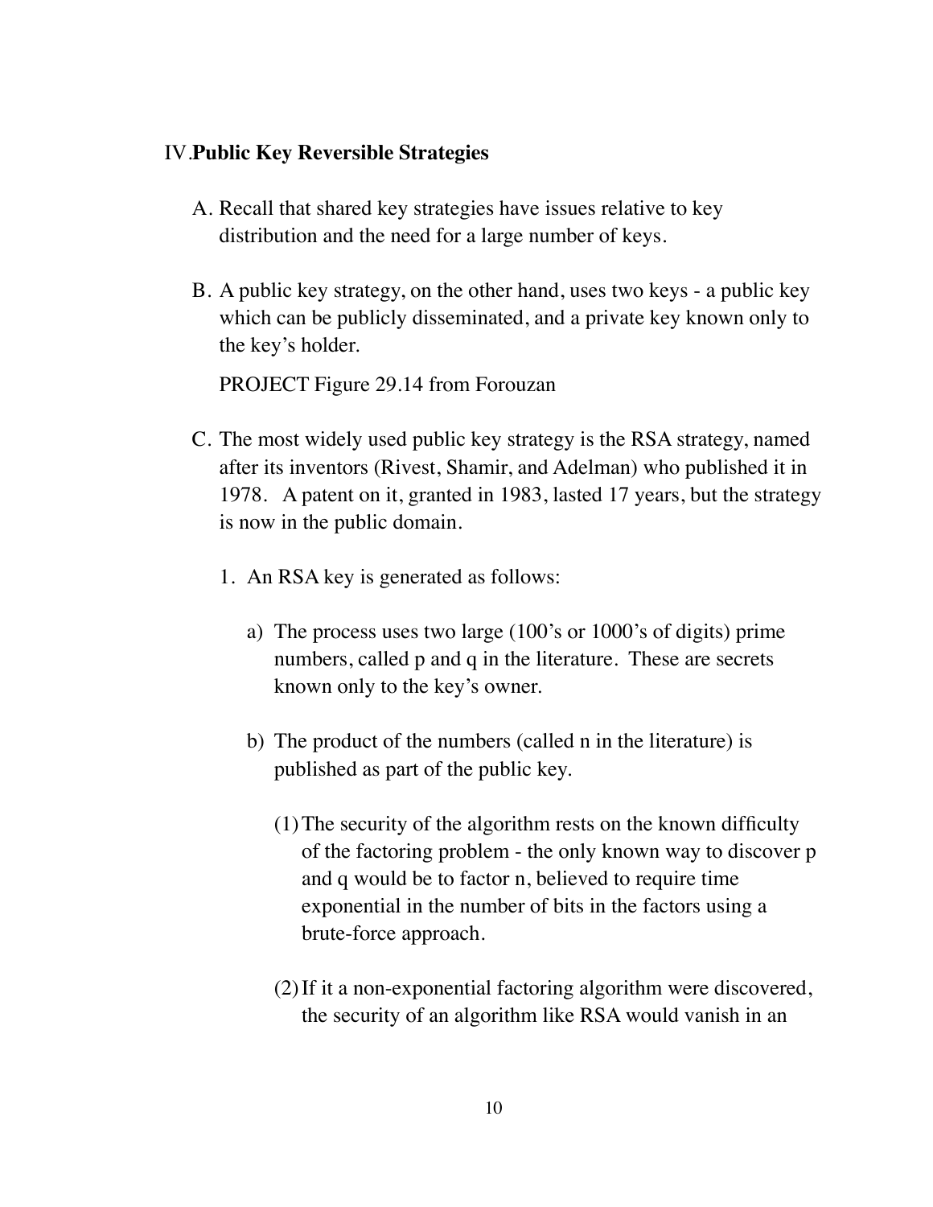## IV. **Public Key Reversible Strategies**

A. Recall that shared key strategies have issues relative to key distribution and the need for a large number of keys.

B. A public key strategy, on the other hand, uses two keys - a public key which can be publicly disseminated, and a private key known only to the key's holder.

   PROJECT Figure 29.14 from Forouzan

C. The most widely used public key strategy is the RSA strategy, named after its inventors (Rivest, Shamir, and Adelman) who published it in 1978. A patent on it, granted in 1983, lasted 17 years, but the strategy is now in the public domain.

   1. An RSA key is generated as follows:

      a) The process uses two large (100's or 1000's of digits) prime numbers, called p and q in the literature. These are secrets known only to the key's owner.

      b) The product of the numbers (called n in the literature) is published as part of the public key.

         (1) The security of the algorithm rests on the known difficulty of the factoring problem - the only known way to discover p and q would be to factor n, believed to require time exponential in the number of bits in the factors using a brute-force approach.

         (2) If it a non-exponential factoring algorithm were discovered, the security of an algorithm like RSA would vanish in an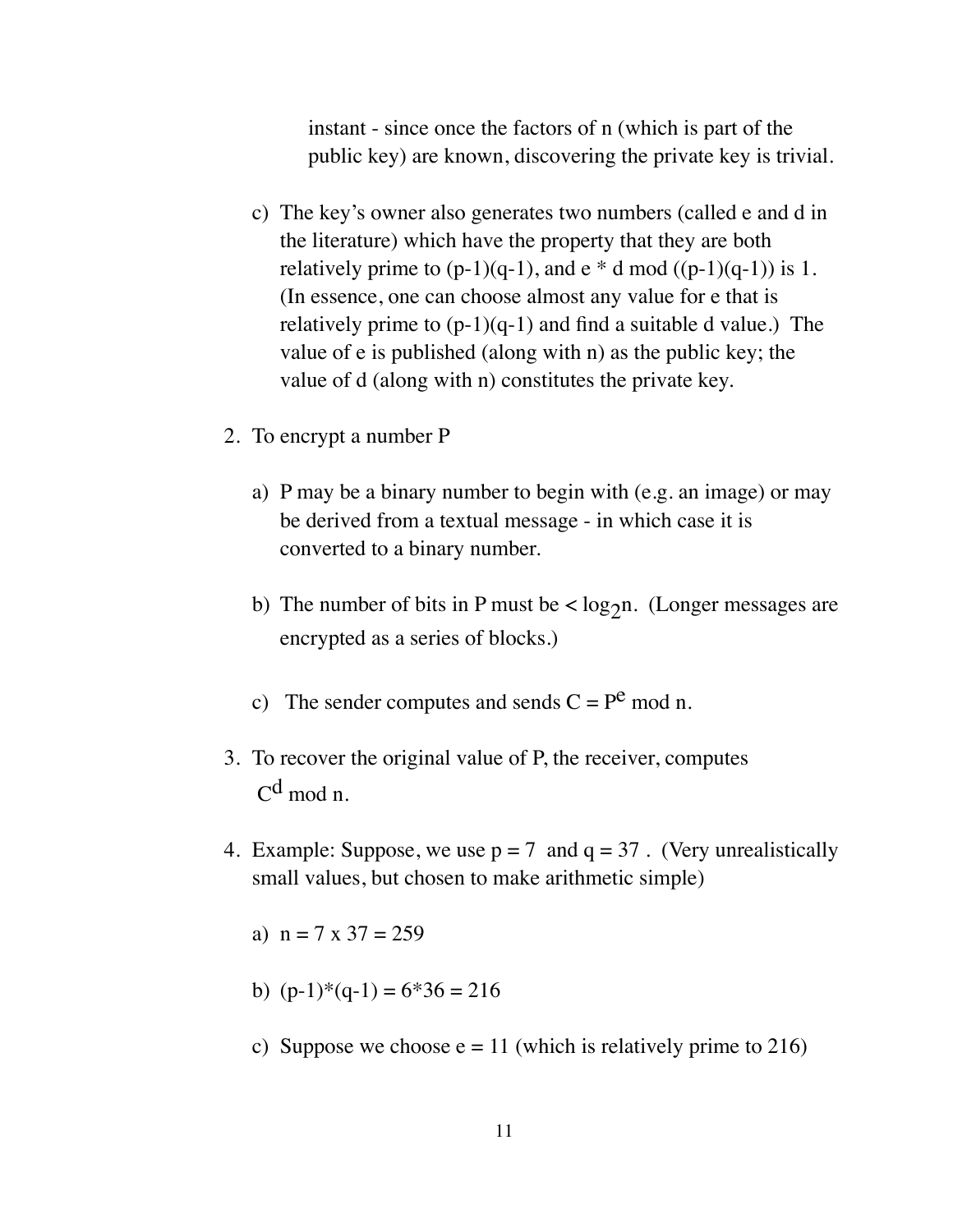instant - since once the factors of n (which is part of the public key) are known, discovering the private key is trivial.

c) The key's owner also generates two numbers (called e and d in the literature) which have the property that they are both relatively prime to (p-1)(q-1), and e * d mod ((p-1)(q-1)) is 1. (In essence, one can choose almost any value for e that is relatively prime to (p-1)(q-1) and find a suitable d value.) The value of e is published (along with n) as the public key; the value of d (along with n) constitutes the private key.

2. To encrypt a number P

   a) P may be a binary number to begin with (e.g. an image) or may be derived from a textual message - in which case it is converted to a binary number.

   b) The number of bits in P must be < $\log_2 n$. (Longer messages are encrypted as a series of blocks.)

   c) The sender computes and sends $C = P^e \bmod n$.

3. To recover the original value of P, the receiver, computes $C^d \bmod n$.

4. Example: Suppose, we use p = 7 and q = 37 . (Very unrealistically small values, but chosen to make arithmetic simple)

   a) n = 7 x 37 = 259

   b) (p-1)*(q-1) = 6*36 = 216

   c) Suppose we choose e = 11 (which is relatively prime to 216)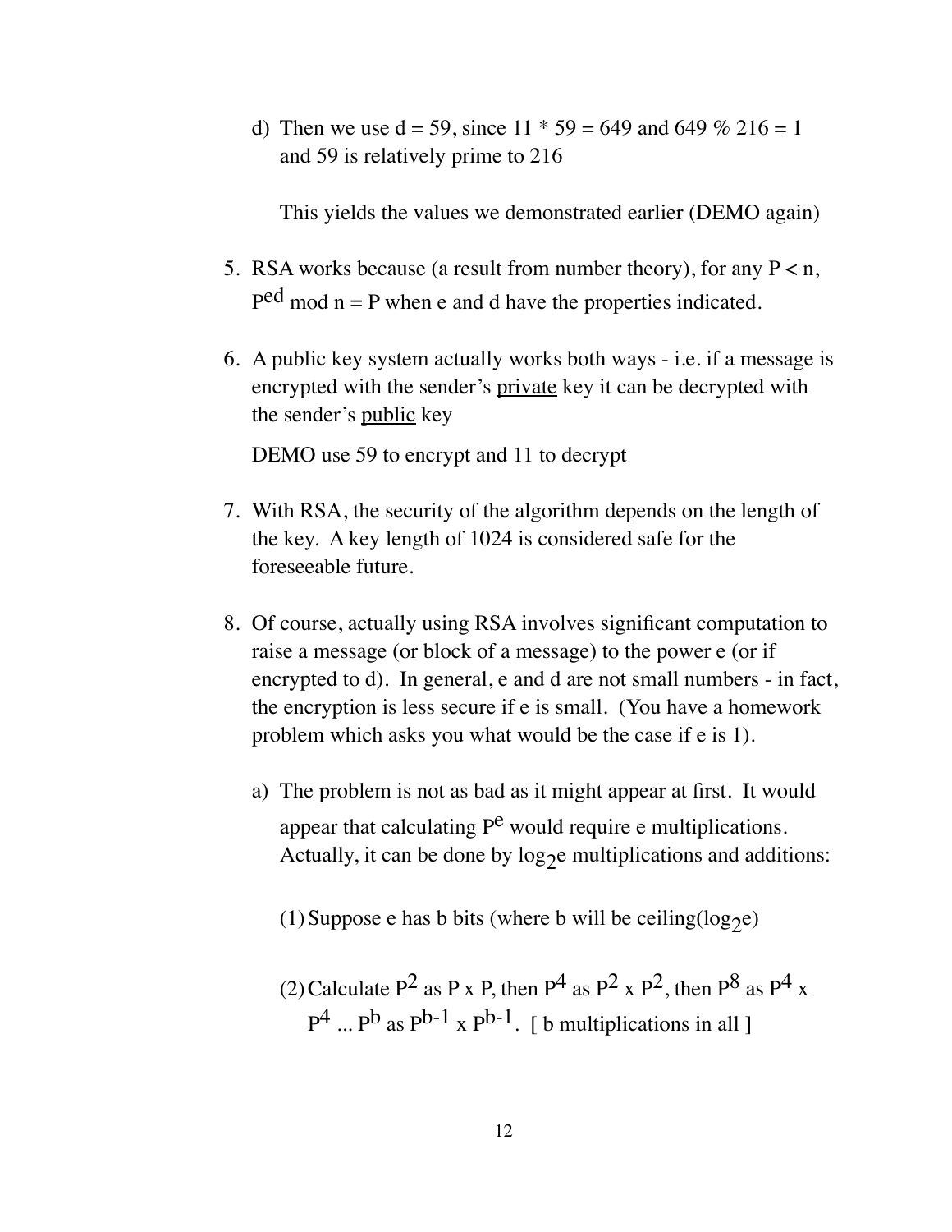d) Then we use d = 59, since 11 * 59 = 649 and 649 % 216 = 1 and 59 is relatively prime to 216

   This yields the values we demonstrated earlier (DEMO again)

5. RSA works because (a result from number theory), for any P < n, $P^{ed}$ mod n = P when e and d have the properties indicated.

6. A public key system actually works both ways - i.e. if a message is encrypted with the sender's <u>private</u> key it can be decrypted with the sender's <u>public</u> key

   DEMO use 59 to encrypt and 11 to decrypt

7. With RSA, the security of the algorithm depends on the length of the key. A key length of 1024 is considered safe for the foreseeable future.

8. Of course, actually using RSA involves significant computation to raise a message (or block of a message) to the power e (or if encrypted to d). In general, e and d are not small numbers - in fact, the encryption is less secure if e is small. (You have a homework problem which asks you what would be the case if e is 1).

   a) The problem is not as bad as it might appear at first. It would appear that calculating $P^e$ would require e multiplications. Actually, it can be done by $\log_2 e$ multiplications and additions:

      (1) Suppose e has b bits (where b will be ceiling($\log_2 e$)

      (2) Calculate $P^2$ as P x P, then $P^4$ as $P^2$ x $P^2$, then $P^8$ as $P^4$ x $P^4$ ... $P^b$ as $P^{b-1}$ x $P^{b-1}$. [ b multiplications in all ]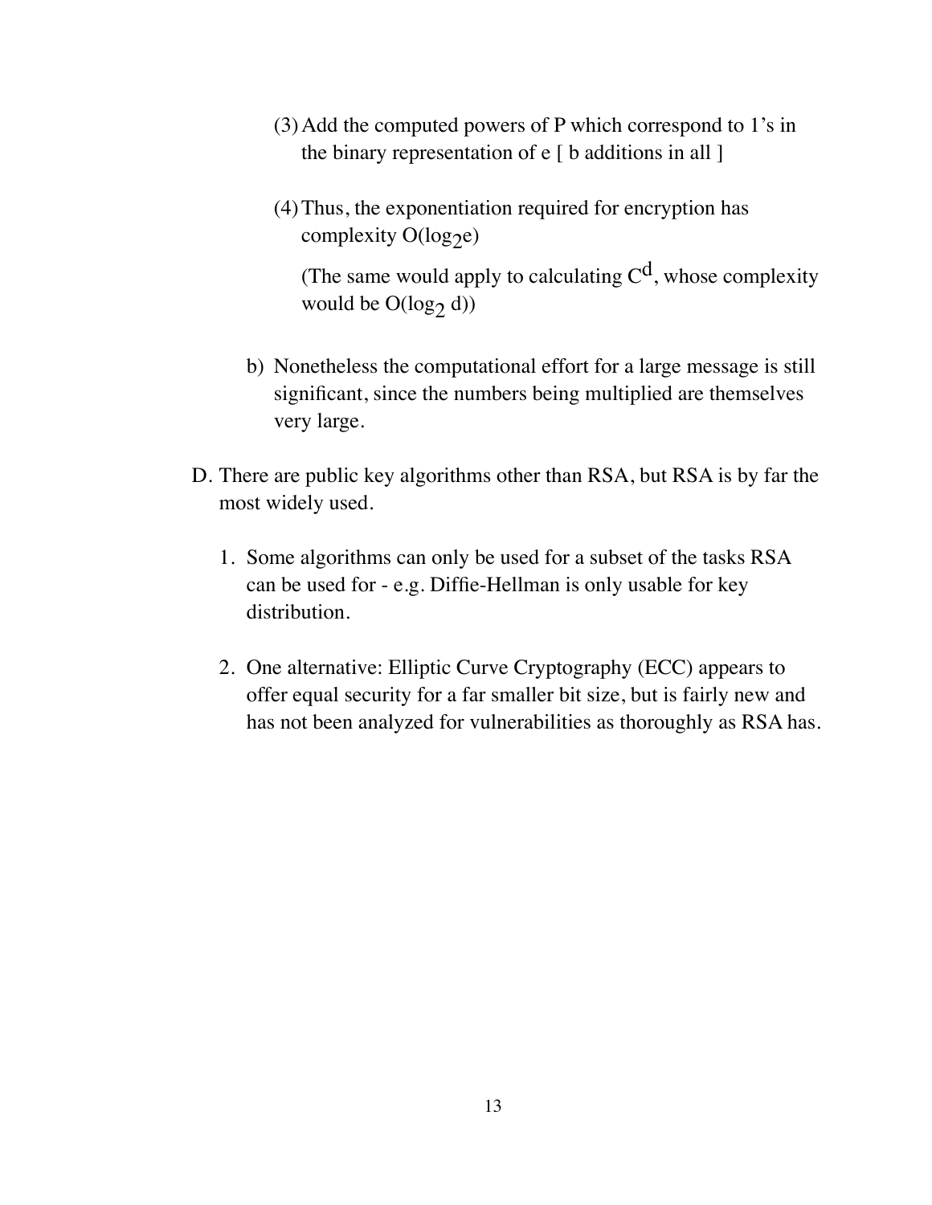(3) Add the computed powers of P which correspond to 1's in the binary representation of e [ b additions in all ]

(4) Thus, the exponentiation required for encryption has complexity $O(\log_2 e)$

(The same would apply to calculating $C^d$, whose complexity would be $O(\log_2 d)$)

b) Nonetheless the computational effort for a large message is still significant, since the numbers being multiplied are themselves very large.

D. There are public key algorithms other than RSA, but RSA is by far the most widely used.

1. Some algorithms can only be used for a subset of the tasks RSA can be used for - e.g. Diffie-Hellman is only usable for key distribution.

2. One alternative: Elliptic Curve Cryptography (ECC) appears to offer equal security for a far smaller bit size, but is fairly new and has not been analyzed for vulnerabilities as thoroughly as RSA has.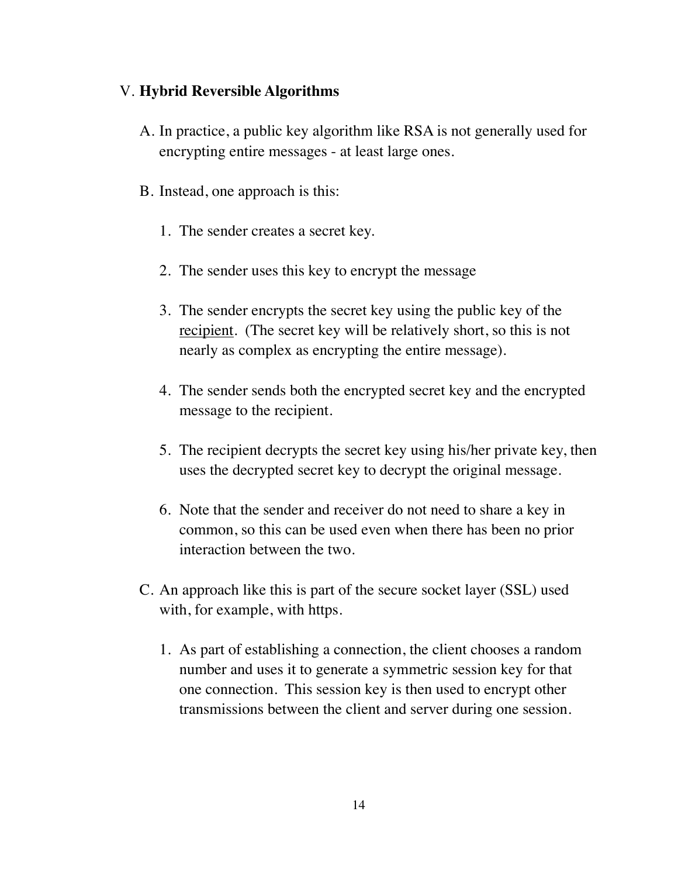## V. **Hybrid Reversible Algorithms**

A. In practice, a public key algorithm like RSA is not generally used for encrypting entire messages - at least large ones.

B. Instead, one approach is this:

1. The sender creates a secret key.

2. The sender uses this key to encrypt the message

3. The sender encrypts the secret key using the public key of the <u>recipient</u>. (The secret key will be relatively short, so this is not nearly as complex as encrypting the entire message).

4. The sender sends both the encrypted secret key and the encrypted message to the recipient.

5. The recipient decrypts the secret key using his/her private key, then uses the decrypted secret key to decrypt the original message.

6. Note that the sender and receiver do not need to share a key in common, so this can be used even when there has been no prior interaction between the two.

C. An approach like this is part of the secure socket layer (SSL) used with, for example, with https.

1. As part of establishing a connection, the client chooses a random number and uses it to generate a symmetric session key for that one connection. This session key is then used to encrypt other transmissions between the client and server during one session.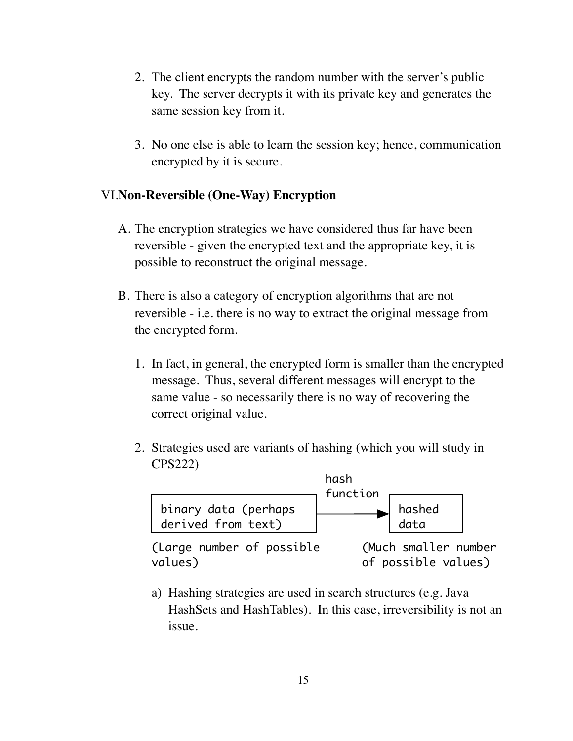2. The client encrypts the random number with the server's public key. The server decrypts it with its private key and generates the same session key from it.

3. No one else is able to learn the session key; hence, communication encrypted by it is secure.

## VI. Non-Reversible (One-Way) Encryption

A. The encryption strategies we have considered thus far have been reversible - given the encrypted text and the appropriate key, it is possible to reconstruct the original message.

B. There is also a category of encryption algorithms that are not reversible - i.e. there is no way to extract the original message from the encrypted form.

   1. In fact, in general, the encrypted form is smaller than the encrypted message. Thus, several different messages will encrypt to the same value - so necessarily there is no way of recovering the correct original value.

   2. Strategies used are variants of hashing (which you will study in CPS222)

```
                                  hash
                                  function
 +---------------------------+          +----------+
 | binary data (perhaps      |--------->| hashed   |
 | derived from text)        |          | data     |
 +---------------------------+          +----------+
 (Large number of possible          (Much smaller number
 values)                            of possible values)
```

      a) Hashing strategies are used in search structures (e.g. Java HashSets and HashTables). In this case, irreversibility is not an issue.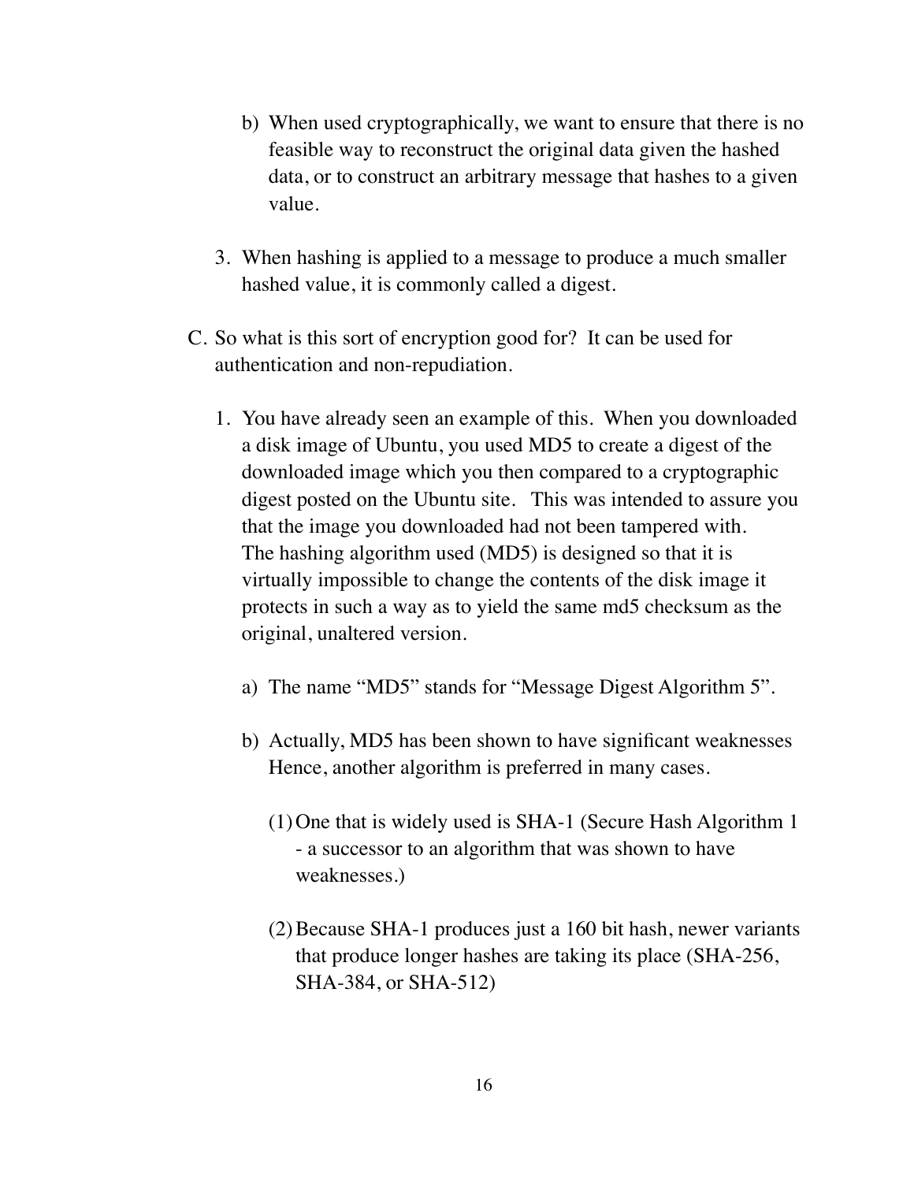b) When used cryptographically, we want to ensure that there is no feasible way to reconstruct the original data given the hashed data, or to construct an arbitrary message that hashes to a given value.

3. When hashing is applied to a message to produce a much smaller hashed value, it is commonly called a digest.

C. So what is this sort of encryption good for? It can be used for authentication and non-repudiation.

1. You have already seen an example of this. When you downloaded a disk image of Ubuntu, you used MD5 to create a digest of the downloaded image which you then compared to a cryptographic digest posted on the Ubuntu site. This was intended to assure you that the image you downloaded had not been tampered with. The hashing algorithm used (MD5) is designed so that it is virtually impossible to change the contents of the disk image it protects in such a way as to yield the same md5 checksum as the original, unaltered version.

   a) The name "MD5" stands for "Message Digest Algorithm 5".

   b) Actually, MD5 has been shown to have significant weaknesses Hence, another algorithm is preferred in many cases.

      (1) One that is widely used is SHA-1 (Secure Hash Algorithm 1 - a successor to an algorithm that was shown to have weaknesses.)

      (2) Because SHA-1 produces just a 160 bit hash, newer variants that produce longer hashes are taking its place (SHA-256, SHA-384, or SHA-512)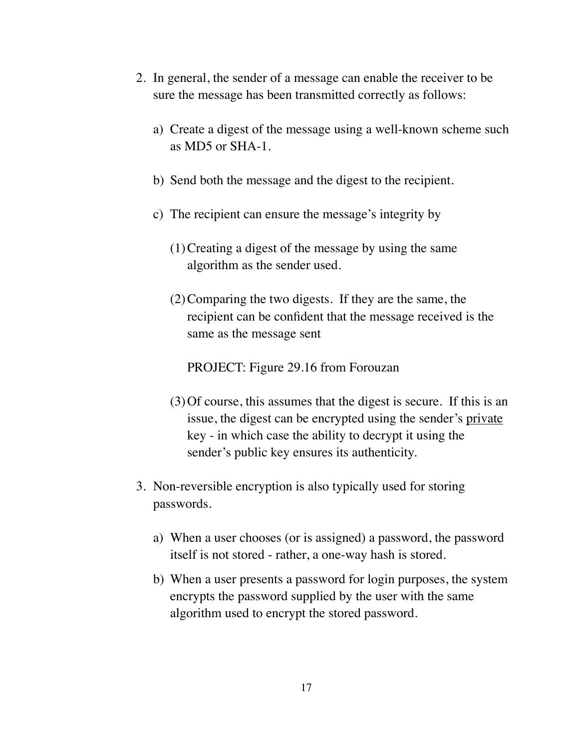2. In general, the sender of a message can enable the receiver to be sure the message has been transmitted correctly as follows:

   a) Create a digest of the message using a well-known scheme such as MD5 or SHA-1.

   b) Send both the message and the digest to the recipient.

   c) The recipient can ensure the message's integrity by

      (1) Creating a digest of the message by using the same algorithm as the sender used.

      (2) Comparing the two digests. If they are the same, the recipient can be confident that the message received is the same as the message sent

      PROJECT: Figure 29.16 from Forouzan

      (3) Of course, this assumes that the digest is secure. If this is an issue, the digest can be encrypted using the sender's <u>private</u> key - in which case the ability to decrypt it using the sender's public key ensures its authenticity.

3. Non-reversible encryption is also typically used for storing passwords.

   a) When a user chooses (or is assigned) a password, the password itself is not stored - rather, a one-way hash is stored.

   b) When a user presents a password for login purposes, the system encrypts the password supplied by the user with the same algorithm used to encrypt the stored password.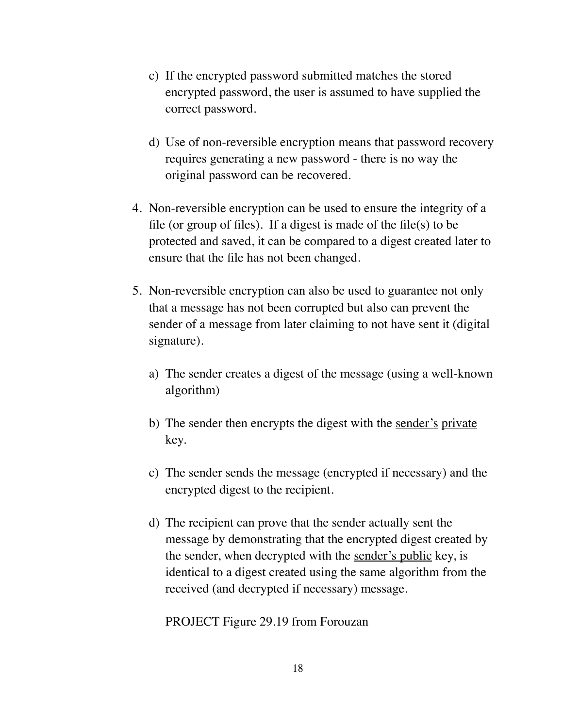c) If the encrypted password submitted matches the stored encrypted password, the user is assumed to have supplied the correct password.

d) Use of non-reversible encryption means that password recovery requires generating a new password - there is no way the original password can be recovered.

4. Non-reversible encryption can be used to ensure the integrity of a file (or group of files). If a digest is made of the file(s) to be protected and saved, it can be compared to a digest created later to ensure that the file has not been changed.

5. Non-reversible encryption can also be used to guarantee not only that a message has not been corrupted but also can prevent the sender of a message from later claiming to not have sent it (digital signature).

   a) The sender creates a digest of the message (using a well-known algorithm)

   b) The sender then encrypts the digest with the <u>sender's</u> <u>private</u> key.

   c) The sender sends the message (encrypted if necessary) and the encrypted digest to the recipient.

   d) The recipient can prove that the sender actually sent the message by demonstrating that the encrypted digest created by the sender, when decrypted with the <u>sender's public</u> key, is identical to a digest created using the same algorithm from the received (and decrypted if necessary) message.

   PROJECT Figure 29.19 from Forouzan